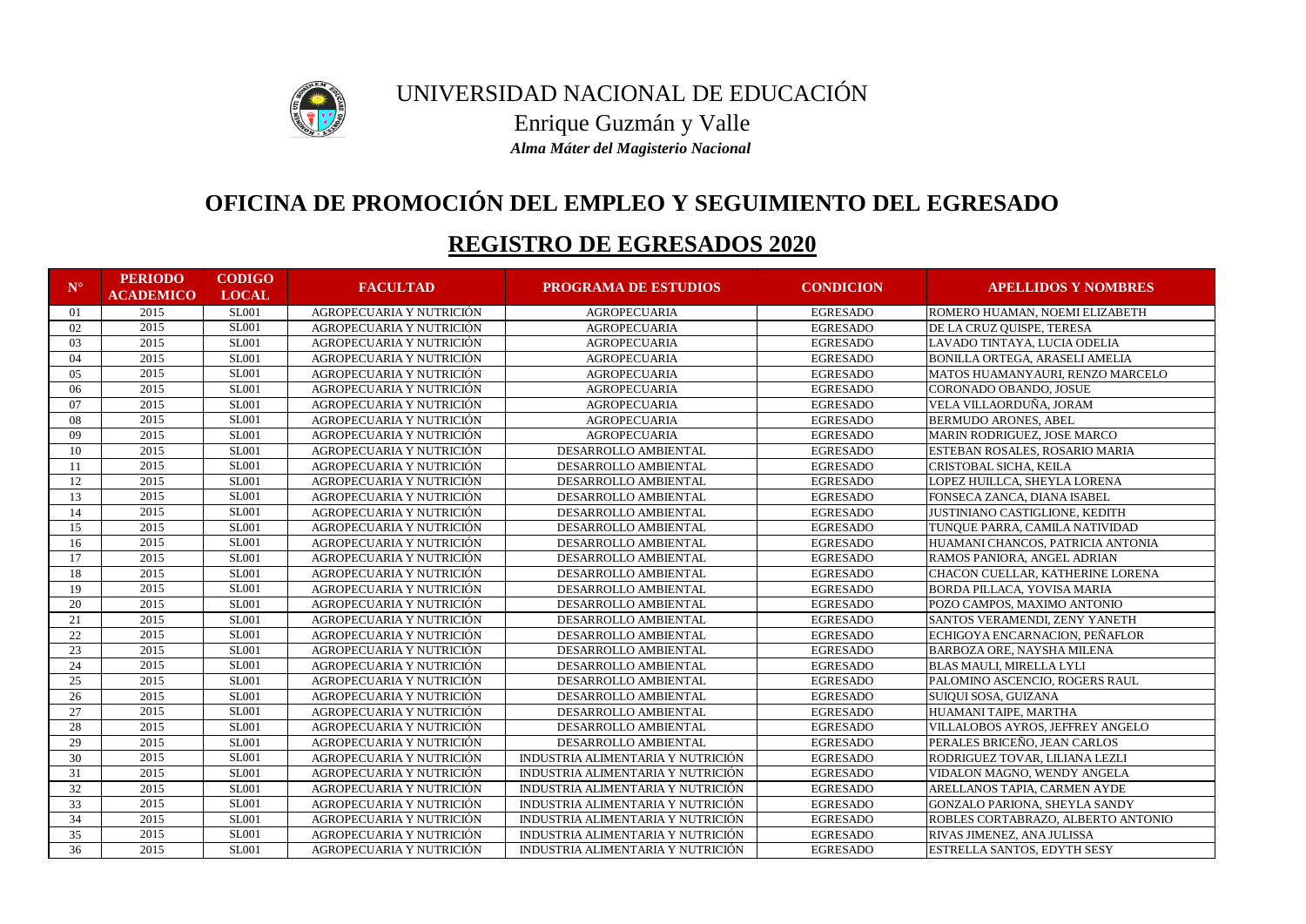# UNIVERSIDAD NACIONAL DE EDUCACIÓN

Enrique Guzmán y Valle

*Alma Máter del Magisterio Nacional*

## OFICINA DE PROMOCIÓN DEL EMPLEO Y SEGUIMIENTO DEL EGRESADO

## REGISTRO DE EGRESADOS 2020

| N° | PERIODO ACADEMICO | CODIGO LOCAL | FACULTAD | PROGRAMA DE ESTUDIOS | CONDICION | APELLIDOS Y NOMBRES |
|---|---|---|---|---|---|---|
| 01 | 2015 | SL001 | AGROPECUARIA Y NUTRICIÓN | AGROPECUARIA | EGRESADO | ROMERO HUAMAN, NOEMI ELIZABETH |
| 02 | 2015 | SL001 | AGROPECUARIA Y NUTRICIÓN | AGROPECUARIA | EGRESADO | DE LA CRUZ QUISPE, TERESA |
| 03 | 2015 | SL001 | AGROPECUARIA Y NUTRICIÓN | AGROPECUARIA | EGRESADO | LAVADO TINTAYA, LUCIA ODELIA |
| 04 | 2015 | SL001 | AGROPECUARIA Y NUTRICIÓN | AGROPECUARIA | EGRESADO | BONILLA ORTEGA, ARASELI AMELIA |
| 05 | 2015 | SL001 | AGROPECUARIA Y NUTRICIÓN | AGROPECUARIA | EGRESADO | MATOS HUAMANYAURI, RENZO MARCELO |
| 06 | 2015 | SL001 | AGROPECUARIA Y NUTRICIÓN | AGROPECUARIA | EGRESADO | CORONADO OBANDO, JOSUE |
| 07 | 2015 | SL001 | AGROPECUARIA Y NUTRICIÓN | AGROPECUARIA | EGRESADO | VELA VILLAORDUÑA, JORAM |
| 08 | 2015 | SL001 | AGROPECUARIA Y NUTRICIÓN | AGROPECUARIA | EGRESADO | BERMUDO ARONES, ABEL |
| 09 | 2015 | SL001 | AGROPECUARIA Y NUTRICIÓN | AGROPECUARIA | EGRESADO | MARIN RODRIGUEZ, JOSE MARCO |
| 10 | 2015 | SL001 | AGROPECUARIA Y NUTRICIÓN | DESARROLLO AMBIENTAL | EGRESADO | ESTEBAN ROSALES, ROSARIO MARIA |
| 11 | 2015 | SL001 | AGROPECUARIA Y NUTRICIÓN | DESARROLLO AMBIENTAL | EGRESADO | CRISTOBAL SICHA, KEILA |
| 12 | 2015 | SL001 | AGROPECUARIA Y NUTRICIÓN | DESARROLLO AMBIENTAL | EGRESADO | LOPEZ HUILLCA, SHEYLA LORENA |
| 13 | 2015 | SL001 | AGROPECUARIA Y NUTRICIÓN | DESARROLLO AMBIENTAL | EGRESADO | FONSECA ZANCA, DIANA ISABEL |
| 14 | 2015 | SL001 | AGROPECUARIA Y NUTRICIÓN | DESARROLLO AMBIENTAL | EGRESADO | JUSTINIANO CASTIGLIONE, KEDITH |
| 15 | 2015 | SL001 | AGROPECUARIA Y NUTRICIÓN | DESARROLLO AMBIENTAL | EGRESADO | TUNQUE PARRA, CAMILA NATIVIDAD |
| 16 | 2015 | SL001 | AGROPECUARIA Y NUTRICIÓN | DESARROLLO AMBIENTAL | EGRESADO | HUAMANI CHANCOS, PATRICIA ANTONIA |
| 17 | 2015 | SL001 | AGROPECUARIA Y NUTRICIÓN | DESARROLLO AMBIENTAL | EGRESADO | RAMOS PANIORA, ANGEL ADRIAN |
| 18 | 2015 | SL001 | AGROPECUARIA Y NUTRICIÓN | DESARROLLO AMBIENTAL | EGRESADO | CHACON CUELLAR, KATHERINE LORENA |
| 19 | 2015 | SL001 | AGROPECUARIA Y NUTRICIÓN | DESARROLLO AMBIENTAL | EGRESADO | BORDA PILLACA, YOVISA MARIA |
| 20 | 2015 | SL001 | AGROPECUARIA Y NUTRICIÓN | DESARROLLO AMBIENTAL | EGRESADO | POZO CAMPOS, MAXIMO ANTONIO |
| 21 | 2015 | SL001 | AGROPECUARIA Y NUTRICIÓN | DESARROLLO AMBIENTAL | EGRESADO | SANTOS VERAMENDI, ZENY YANETH |
| 22 | 2015 | SL001 | AGROPECUARIA Y NUTRICIÓN | DESARROLLO AMBIENTAL | EGRESADO | ECHIGOYA ENCARNACION, PEÑAFLOR |
| 23 | 2015 | SL001 | AGROPECUARIA Y NUTRICIÓN | DESARROLLO AMBIENTAL | EGRESADO | BARBOZA ORE, NAYSHA MILENA |
| 24 | 2015 | SL001 | AGROPECUARIA Y NUTRICIÓN | DESARROLLO AMBIENTAL | EGRESADO | BLAS MAULI, MIRELLA LYLI |
| 25 | 2015 | SL001 | AGROPECUARIA Y NUTRICIÓN | DESARROLLO AMBIENTAL | EGRESADO | PALOMINO ASCENCIO, ROGERS RAUL |
| 26 | 2015 | SL001 | AGROPECUARIA Y NUTRICIÓN | DESARROLLO AMBIENTAL | EGRESADO | SUIQUI SOSA, GUIZANA |
| 27 | 2015 | SL001 | AGROPECUARIA Y NUTRICIÓN | DESARROLLO AMBIENTAL | EGRESADO | HUAMANI TAIPE, MARTHA |
| 28 | 2015 | SL001 | AGROPECUARIA Y NUTRICIÓN | DESARROLLO AMBIENTAL | EGRESADO | VILLALOBOS AYROS, JEFFREY ANGELO |
| 29 | 2015 | SL001 | AGROPECUARIA Y NUTRICIÓN | DESARROLLO AMBIENTAL | EGRESADO | PERALES BRICEÑO, JEAN CARLOS |
| 30 | 2015 | SL001 | AGROPECUARIA Y NUTRICIÓN | INDUSTRIA ALIMENTARIA Y NUTRICIÓN | EGRESADO | RODRIGUEZ TOVAR, LILIANA LEZLI |
| 31 | 2015 | SL001 | AGROPECUARIA Y NUTRICIÓN | INDUSTRIA ALIMENTARIA Y NUTRICIÓN | EGRESADO | VIDALON MAGNO, WENDY ANGELA |
| 32 | 2015 | SL001 | AGROPECUARIA Y NUTRICIÓN | INDUSTRIA ALIMENTARIA Y NUTRICIÓN | EGRESADO | ARELLANOS TAPIA, CARMEN AYDE |
| 33 | 2015 | SL001 | AGROPECUARIA Y NUTRICIÓN | INDUSTRIA ALIMENTARIA Y NUTRICIÓN | EGRESADO | GONZALO PARIONA, SHEYLA SANDY |
| 34 | 2015 | SL001 | AGROPECUARIA Y NUTRICIÓN | INDUSTRIA ALIMENTARIA Y NUTRICIÓN | EGRESADO | ROBLES CORTABRAZO, ALBERTO ANTONIO |
| 35 | 2015 | SL001 | AGROPECUARIA Y NUTRICIÓN | INDUSTRIA ALIMENTARIA Y NUTRICIÓN | EGRESADO | RIVAS JIMENEZ, ANA JULISSA |
| 36 | 2015 | SL001 | AGROPECUARIA Y NUTRICIÓN | INDUSTRIA ALIMENTARIA Y NUTRICIÓN | EGRESADO | ESTRELLA SANTOS, EDYTH SESY |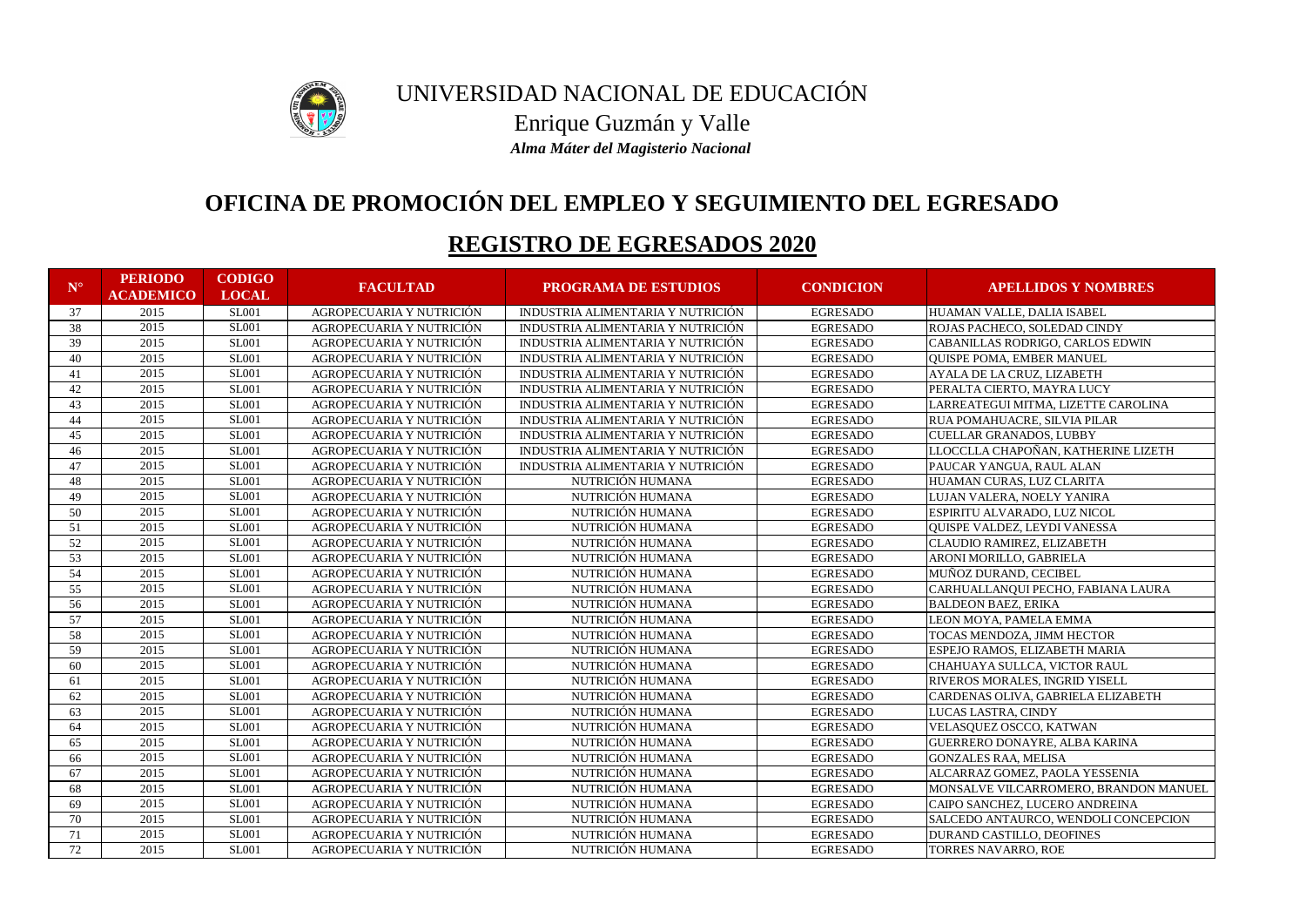# UNIVERSIDAD NACIONAL DE EDUCACIÓN

Enrique Guzmán y Valle

*Alma Máter del Magisterio Nacional*

## OFICINA DE PROMOCIÓN DEL EMPLEO Y SEGUIMIENTO DEL EGRESADO

## REGISTRO DE EGRESADOS 2020

| N° | PERIODO ACADEMICO | CODIGO LOCAL | FACULTAD | PROGRAMA DE ESTUDIOS | CONDICION | APELLIDOS Y NOMBRES |
|---|---|---|---|---|---|---|
| 37 | 2015 | SL001 | AGROPECUARIA Y NUTRICIÓN | INDUSTRIA ALIMENTARIA Y NUTRICIÓN | EGRESADO | HUAMAN VALLE, DALIA ISABEL |
| 38 | 2015 | SL001 | AGROPECUARIA Y NUTRICIÓN | INDUSTRIA ALIMENTARIA Y NUTRICIÓN | EGRESADO | ROJAS PACHECO, SOLEDAD CINDY |
| 39 | 2015 | SL001 | AGROPECUARIA Y NUTRICIÓN | INDUSTRIA ALIMENTARIA Y NUTRICIÓN | EGRESADO | CABANILLAS RODRIGO, CARLOS EDWIN |
| 40 | 2015 | SL001 | AGROPECUARIA Y NUTRICIÓN | INDUSTRIA ALIMENTARIA Y NUTRICIÓN | EGRESADO | QUISPE POMA, EMBER MANUEL |
| 41 | 2015 | SL001 | AGROPECUARIA Y NUTRICIÓN | INDUSTRIA ALIMENTARIA Y NUTRICIÓN | EGRESADO | AYALA DE LA CRUZ, LIZABETH |
| 42 | 2015 | SL001 | AGROPECUARIA Y NUTRICIÓN | INDUSTRIA ALIMENTARIA Y NUTRICIÓN | EGRESADO | PERALTA CIERTO, MAYRA LUCY |
| 43 | 2015 | SL001 | AGROPECUARIA Y NUTRICIÓN | INDUSTRIA ALIMENTARIA Y NUTRICIÓN | EGRESADO | LARREATEGUI MITMA, LIZETTE CAROLINA |
| 44 | 2015 | SL001 | AGROPECUARIA Y NUTRICIÓN | INDUSTRIA ALIMENTARIA Y NUTRICIÓN | EGRESADO | RUA POMAHUACRE, SILVIA PILAR |
| 45 | 2015 | SL001 | AGROPECUARIA Y NUTRICIÓN | INDUSTRIA ALIMENTARIA Y NUTRICIÓN | EGRESADO | CUELLAR GRANADOS, LUBBY |
| 46 | 2015 | SL001 | AGROPECUARIA Y NUTRICIÓN | INDUSTRIA ALIMENTARIA Y NUTRICIÓN | EGRESADO | LLOCCLLA CHAPOÑAN, KATHERINE LIZETH |
| 47 | 2015 | SL001 | AGROPECUARIA Y NUTRICIÓN | INDUSTRIA ALIMENTARIA Y NUTRICIÓN | EGRESADO | PAUCAR YANGUA, RAUL ALAN |
| 48 | 2015 | SL001 | AGROPECUARIA Y NUTRICIÓN | NUTRICIÓN HUMANA | EGRESADO | HUAMAN CURAS, LUZ CLARITA |
| 49 | 2015 | SL001 | AGROPECUARIA Y NUTRICIÓN | NUTRICIÓN HUMANA | EGRESADO | LUJAN VALERA, NOELY YANIRA |
| 50 | 2015 | SL001 | AGROPECUARIA Y NUTRICIÓN | NUTRICIÓN HUMANA | EGRESADO | ESPIRITU ALVARADO, LUZ NICOL |
| 51 | 2015 | SL001 | AGROPECUARIA Y NUTRICIÓN | NUTRICIÓN HUMANA | EGRESADO | QUISPE VALDEZ, LEYDI VANESSA |
| 52 | 2015 | SL001 | AGROPECUARIA Y NUTRICIÓN | NUTRICIÓN HUMANA | EGRESADO | CLAUDIO RAMIREZ, ELIZABETH |
| 53 | 2015 | SL001 | AGROPECUARIA Y NUTRICIÓN | NUTRICIÓN HUMANA | EGRESADO | ARONI MORILLO, GABRIELA |
| 54 | 2015 | SL001 | AGROPECUARIA Y NUTRICIÓN | NUTRICIÓN HUMANA | EGRESADO | MUÑOZ DURAND, CECIBEL |
| 55 | 2015 | SL001 | AGROPECUARIA Y NUTRICIÓN | NUTRICIÓN HUMANA | EGRESADO | CARHUALLANQUI PECHO, FABIANA LAURA |
| 56 | 2015 | SL001 | AGROPECUARIA Y NUTRICIÓN | NUTRICIÓN HUMANA | EGRESADO | BALDEON BAEZ, ERIKA |
| 57 | 2015 | SL001 | AGROPECUARIA Y NUTRICIÓN | NUTRICIÓN HUMANA | EGRESADO | LEON MOYA, PAMELA EMMA |
| 58 | 2015 | SL001 | AGROPECUARIA Y NUTRICIÓN | NUTRICIÓN HUMANA | EGRESADO | TOCAS MENDOZA, JIMM HECTOR |
| 59 | 2015 | SL001 | AGROPECUARIA Y NUTRICIÓN | NUTRICIÓN HUMANA | EGRESADO | ESPEJO RAMOS, ELIZABETH MARIA |
| 60 | 2015 | SL001 | AGROPECUARIA Y NUTRICIÓN | NUTRICIÓN HUMANA | EGRESADO | CHAHUAYA SULLCA, VICTOR RAUL |
| 61 | 2015 | SL001 | AGROPECUARIA Y NUTRICIÓN | NUTRICIÓN HUMANA | EGRESADO | RIVEROS MORALES, INGRID YISELL |
| 62 | 2015 | SL001 | AGROPECUARIA Y NUTRICIÓN | NUTRICIÓN HUMANA | EGRESADO | CARDENAS OLIVA, GABRIELA ELIZABETH |
| 63 | 2015 | SL001 | AGROPECUARIA Y NUTRICIÓN | NUTRICIÓN HUMANA | EGRESADO | LUCAS LASTRA, CINDY |
| 64 | 2015 | SL001 | AGROPECUARIA Y NUTRICIÓN | NUTRICIÓN HUMANA | EGRESADO | VELASQUEZ OSCCO, KATWAN |
| 65 | 2015 | SL001 | AGROPECUARIA Y NUTRICIÓN | NUTRICIÓN HUMANA | EGRESADO | GUERRERO DONAYRE, ALBA KARINA |
| 66 | 2015 | SL001 | AGROPECUARIA Y NUTRICIÓN | NUTRICIÓN HUMANA | EGRESADO | GONZALES RAA, MELISA |
| 67 | 2015 | SL001 | AGROPECUARIA Y NUTRICIÓN | NUTRICIÓN HUMANA | EGRESADO | ALCARRAZ GOMEZ, PAOLA YESSENIA |
| 68 | 2015 | SL001 | AGROPECUARIA Y NUTRICIÓN | NUTRICIÓN HUMANA | EGRESADO | MONSALVE VILCARROMERO, BRANDON MANUEL |
| 69 | 2015 | SL001 | AGROPECUARIA Y NUTRICIÓN | NUTRICIÓN HUMANA | EGRESADO | CAIPO SANCHEZ, LUCERO ANDREINA |
| 70 | 2015 | SL001 | AGROPECUARIA Y NUTRICIÓN | NUTRICIÓN HUMANA | EGRESADO | SALCEDO ANTAURCO, WENDOLI CONCEPCION |
| 71 | 2015 | SL001 | AGROPECUARIA Y NUTRICIÓN | NUTRICIÓN HUMANA | EGRESADO | DURAND CASTILLO, DEOFINES |
| 72 | 2015 | SL001 | AGROPECUARIA Y NUTRICIÓN | NUTRICIÓN HUMANA | EGRESADO | TORRES NAVARRO, ROE |